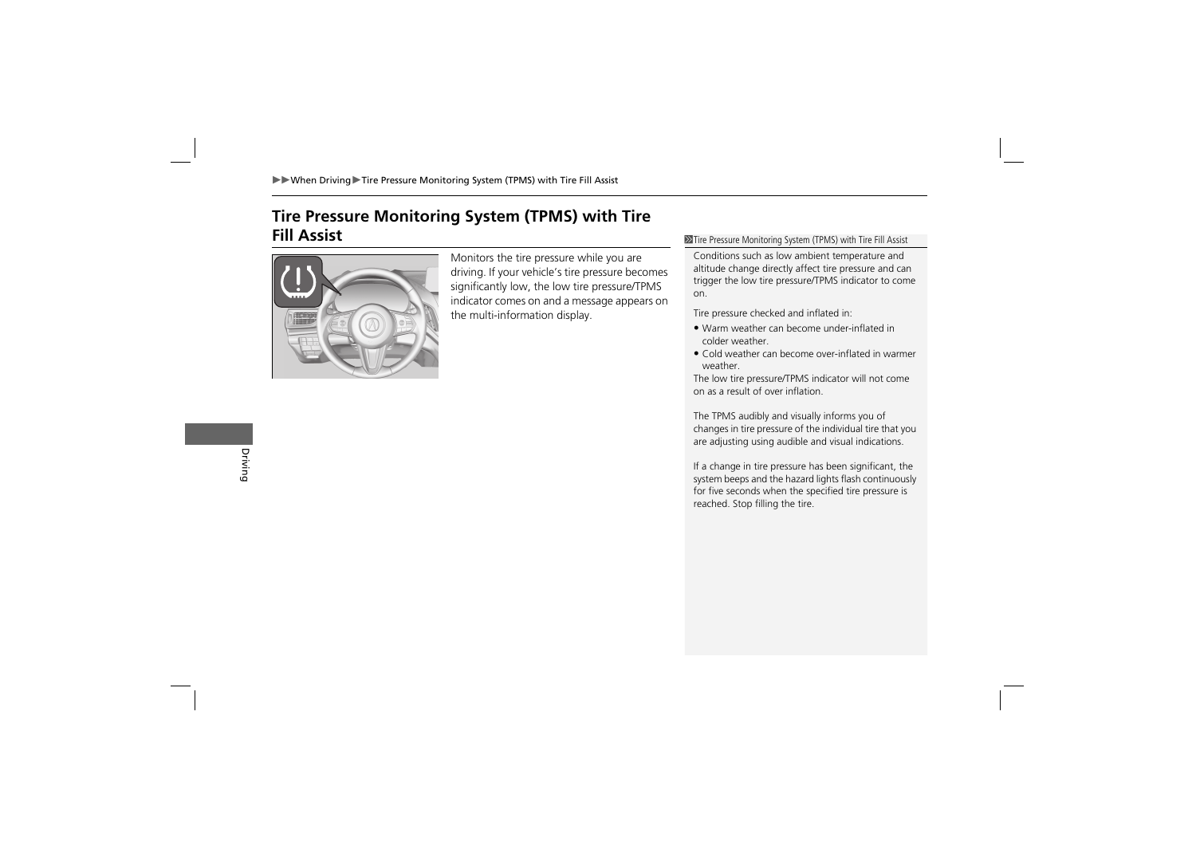## Tire Pressure Monitoring System (TPMS) with Tire Fill Assist

Monitors the tire pressure while you are driving. If your vehicle's tire pressure becomes significantly low, the low tire pressure/TPMS indicator comes on and a message appears on the multi-information display.

Tire Pressure Monitoring System (TPMS) with Tire Fill Assist

Conditions such as low ambient temperature and altitude change directly affect tire pressure and can trigger the low tire pressure/TPMS indicator to come on.

Tire pressure checked and inflated in:

- Warm weather can become under-inflated in colder weather.
- Cold weather can become over-inflated in warmer weather.

The low tire pressure/TPMS indicator will not come on as a result of over inflation.

The TPMS audibly and visually informs you of changes in tire pressure of the individual tire that you are adjusting using audible and visual indications.

If a change in tire pressure has been significant, the system beeps and the hazard lights flash continuously for five seconds when the specified tire pressure is reached. Stop filling the tire.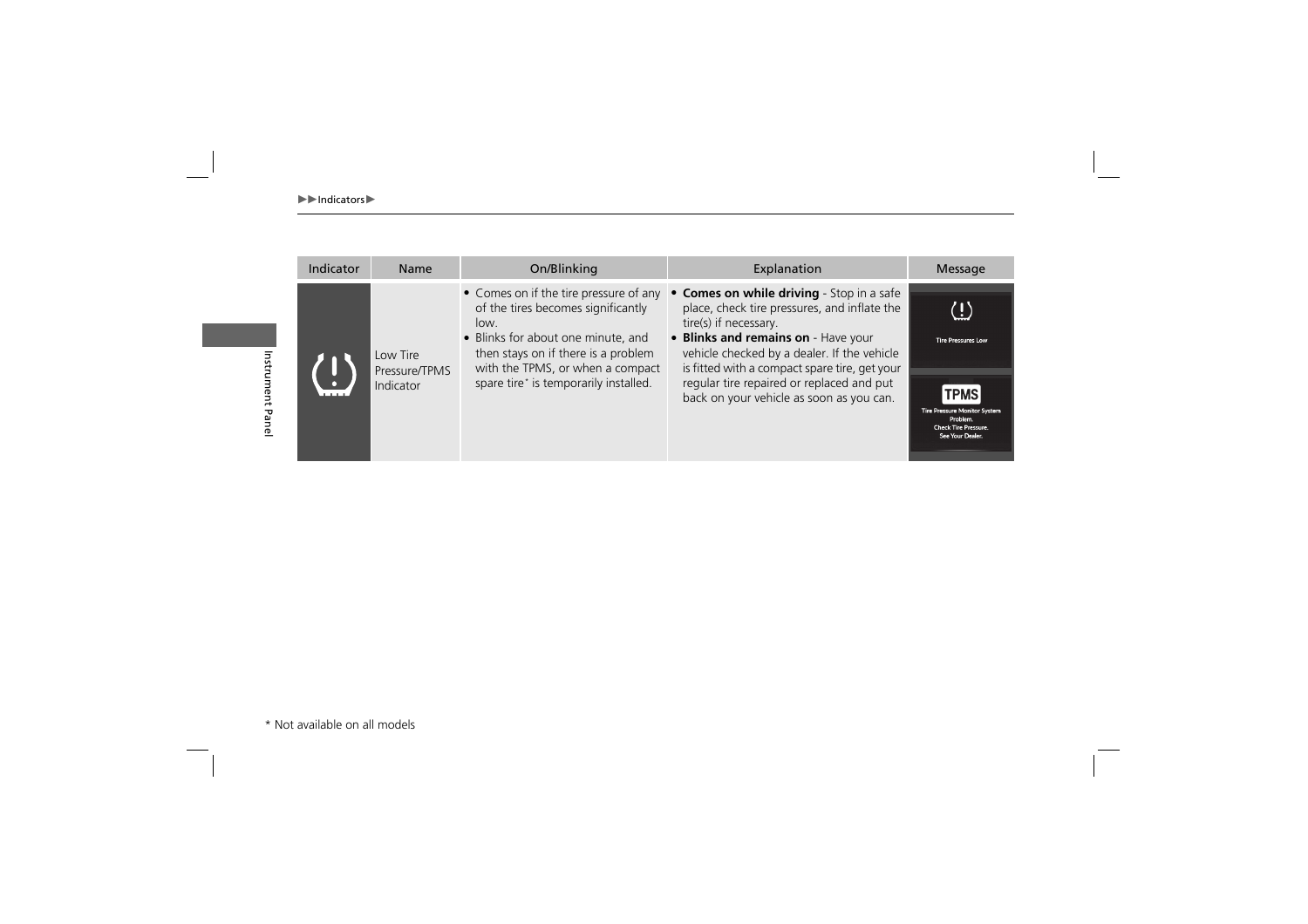▶▶Indicators▶

| Indicator | Name | On/Blinking | Explanation | Message |
|---|---|---|---|---|
| (!) | Low Tire Pressure/TPMS Indicator | • Comes on if the tire pressure of any of the tires becomes significantly low.<br>• Blinks for about one minute, and then stays on if there is a problem with the TPMS, or when a compact spare tire* is temporarily installed. | • **Comes on while driving** - Stop in a safe place, check tire pressures, and inflate the tire(s) if necessary.<br>• **Blinks and remains on** - Have your vehicle checked by a dealer. If the vehicle is fitted with a compact spare tire, get your regular tire repaired or replaced and put back on your vehicle as soon as you can. | (!) Tire Pressures Low<br><br>TPMS Tire Pressure Monitor System Problem. Check Tire Pressure. See Your Dealer. |

Instrument Panel

* Not available on all models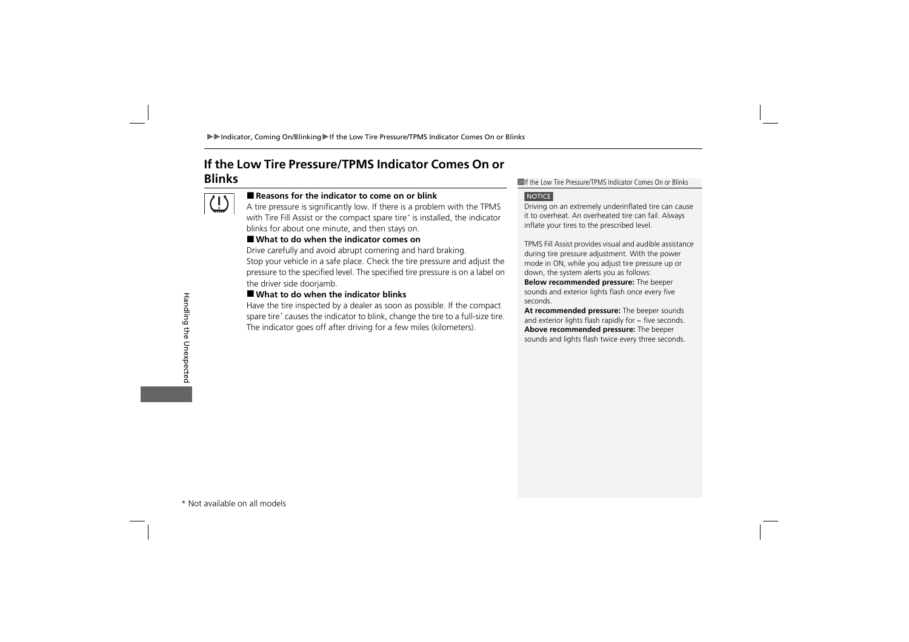## If the Low Tire Pressure/TPMS Indicator Comes On or Blinks

### ■ Reasons for the indicator to come on or blink

A tire pressure is significantly low. If there is a problem with the TPMS with Tire Fill Assist or the compact spare tire* is installed, the indicator blinks for about one minute, and then stays on.

### ■ What to do when the indicator comes on

Drive carefully and avoid abrupt cornering and hard braking.
Stop your vehicle in a safe place. Check the tire pressure and adjust the pressure to the specified level. The specified tire pressure is on a label on the driver side doorjamb.

### ■ What to do when the indicator blinks

Have the tire inspected by a dealer as soon as possible. If the compact spare tire* causes the indicator to blink, change the tire to a full-size tire. The indicator goes off after driving for a few miles (kilometers).

If the Low Tire Pressure/TPMS Indicator Comes On or Blinks

NOTICE

Driving on an extremely underinflated tire can cause it to overheat. An overheated tire can fail. Always inflate your tires to the prescribed level.

TPMS Fill Assist provides visual and audible assistance during tire pressure adjustment. With the power mode in ON, while you adjust tire pressure up or down, the system alerts you as follows:

**Below recommended pressure:** The beeper sounds and exterior lights flash once every five seconds.

**At recommended pressure:** The beeper sounds and exterior lights flash rapidly for ~ five seconds.

**Above recommended pressure:** The beeper sounds and lights flash twice every three seconds.

\* Not available on all models